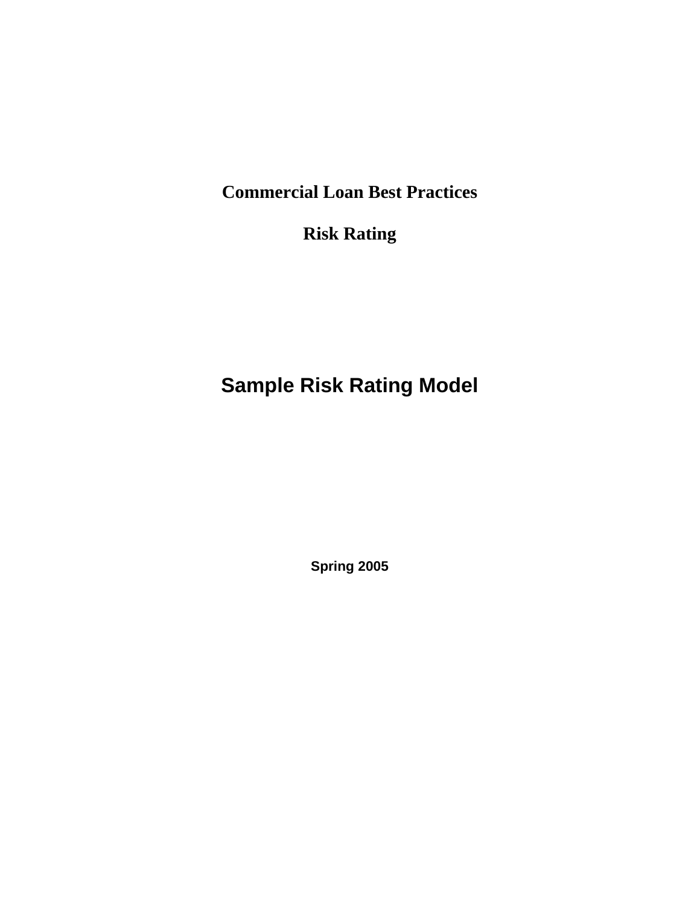# Commercial Loan Best Practices

# Risk Rating

# Sample Risk Rating Model

**Spring 2005**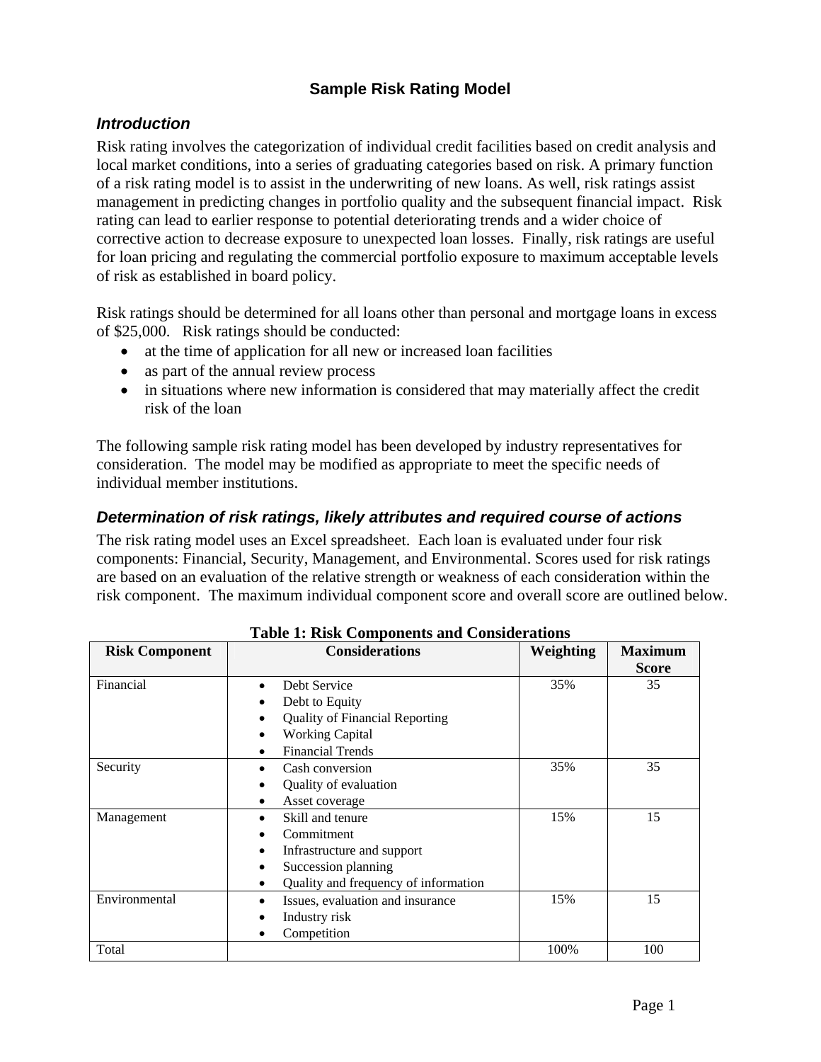# Sample Risk Rating Model

## *Introduction*

Risk rating involves the categorization of individual credit facilities based on credit analysis and local market conditions, into a series of graduating categories based on risk. A primary function of a risk rating model is to assist in the underwriting of new loans. As well, risk ratings assist management in predicting changes in portfolio quality and the subsequent financial impact. Risk rating can lead to earlier response to potential deteriorating trends and a wider choice of corrective action to decrease exposure to unexpected loan losses. Finally, risk ratings are useful for loan pricing and regulating the commercial portfolio exposure to maximum acceptable levels of risk as established in board policy.

Risk ratings should be determined for all loans other than personal and mortgage loans in excess of $25,000. Risk ratings should be conducted:

- at the time of application for all new or increased loan facilities
- as part of the annual review process
- in situations where new information is considered that may materially affect the credit risk of the loan

The following sample risk rating model has been developed by industry representatives for consideration. The model may be modified as appropriate to meet the specific needs of individual member institutions.

## *Determination of risk ratings, likely attributes and required course of actions*

The risk rating model uses an Excel spreadsheet. Each loan is evaluated under four risk components: Financial, Security, Management, and Environmental. Scores used for risk ratings are based on an evaluation of the relative strength or weakness of each consideration within the risk component. The maximum individual component score and overall score are outlined below.

**Table 1: Risk Components and Considerations**

| Risk Component | Considerations | Weighting | Maximum Score |
|---|---|---|---|
| Financial | • Debt Service<br>• Debt to Equity<br>• Quality of Financial Reporting<br>• Working Capital<br>• Financial Trends | 35% | 35 |
| Security | • Cash conversion<br>• Quality of evaluation<br>• Asset coverage | 35% | 35 |
| Management | • Skill and tenure<br>• Commitment<br>• Infrastructure and support<br>• Succession planning<br>• Quality and frequency of information | 15% | 15 |
| Environmental | • Issues, evaluation and insurance<br>• Industry risk<br>• Competition | 15% | 15 |
| Total | | 100% | 100 |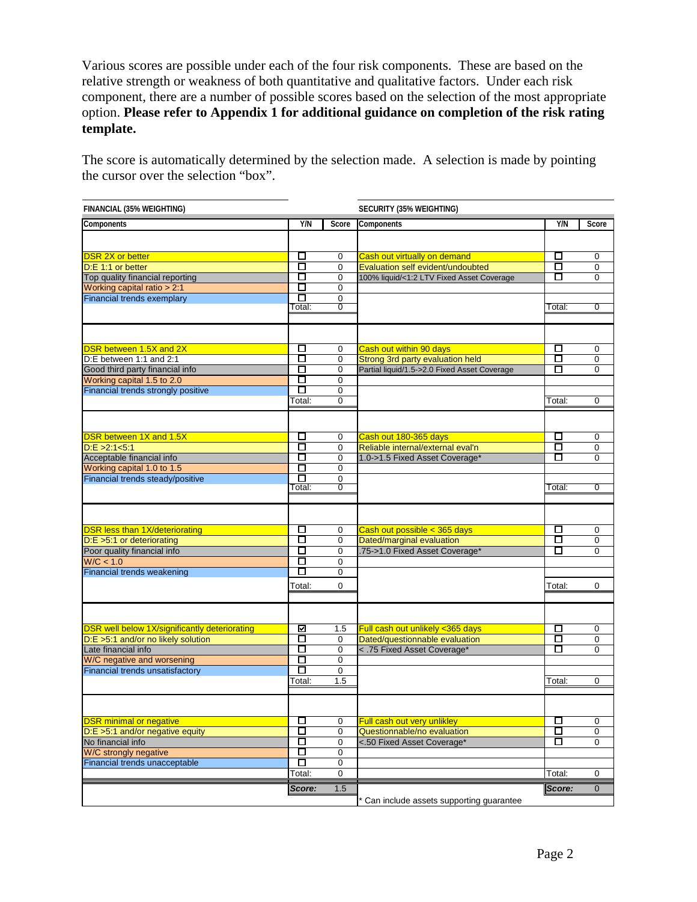Various scores are possible under each of the four risk components. These are based on the relative strength or weakness of both quantitative and qualitative factors. Under each risk component, there are a number of possible scores based on the selection of the most appropriate option. **Please refer to Appendix 1 for additional guidance on completion of the risk rating template.**

The score is automatically determined by the selection made. A selection is made by pointing the cursor over the selection "box".

| FINANCIAL (35% WEIGHTING) | | | SECURITY (35% WEIGHTING) | | |
|---|---|---|---|---|---|
| **Components** | **Y/N** | **Score** | **Components** | **Y/N** | **Score** |
| DSR 2X or better | ☐ | 0 | Cash out virtually on demand | ☐ | 0 |
| D:E 1:1 or better | ☐ | 0 | Evaluation self evident/undoubted | ☐ | 0 |
| Top quality financial reporting | ☐ | 0 | 100% liquid/<1:2 LTV Fixed Asset Coverage | ☐ | 0 |
| Working capital ratio > 2:1 | ☐ | 0 | | | |
| Financial trends exemplary | ☐ | 0 | | | |
| | Total: | 0 | | Total: | 0 |
| DSR between 1.5X and 2X | ☐ | 0 | Cash out within 90 days | ☐ | 0 |
| D:E between 1:1 and 2:1 | ☐ | 0 | Strong 3rd party evaluation held | ☐ | 0 |
| Good third party financial info | ☐ | 0 | Partial liquid/1.5->2.0 Fixed Asset Coverage | ☐ | 0 |
| Working capital 1.5 to 2.0 | ☐ | 0 | | | |
| Financial trends strongly positive | ☐ | 0 | | | |
| | Total: | 0 | | Total: | 0 |
| DSR between 1X and 1.5X | ☐ | 0 | Cash out 180-365 days | ☐ | 0 |
| D:E >2:1<5:1 | ☐ | 0 | Reliable internal/external eval'n | ☐ | 0 |
| Acceptable financial info | ☐ | 0 | 1.0->1.5 Fixed Asset Coverage* | ☐ | 0 |
| Working capital 1.0 to 1.5 | ☐ | 0 | | | |
| Financial trends steady/positive | ☐ | 0 | | | |
| | Total: | 0 | | Total: | 0 |
| DSR less than 1X/deteriorating | ☐ | 0 | Cash out possible < 365 days | ☐ | 0 |
| D:E >5:1 or deteriorating | ☐ | 0 | Dated/marginal evaluation | ☐ | 0 |
| Poor quality financial info | ☐ | 0 | .75->1.0 Fixed Asset Coverage* | ☐ | 0 |
| W/C < 1.0 | ☐ | 0 | | | |
| Financial trends weakening | ☐ | 0 | | | |
| | Total: | 0 | | Total: | 0 |
| DSR well below 1X/significantly deteriorating | ☑ | 1.5 | Full cash out unlikely <365 days | ☐ | 0 |
| D:E >5:1 and/or no likely solution | ☐ | 0 | Dated/questionable evaluation | ☐ | 0 |
| Late financial info | ☐ | 0 | < .75 Fixed Asset Coverage* | ☐ | 0 |
| W/C negative and worsening | ☐ | 0 | | | |
| Financial trends unsatisfactory | ☐ | 0 | | | |
| | Total: | 1.5 | | Total: | 0 |
| DSR minimal or negative | ☐ | 0 | Full cash out very unlikley | ☐ | 0 |
| D:E >5:1 and/or negative equity | ☐ | 0 | Questionnable/no evaluation | ☐ | 0 |
| No financial info | ☐ | 0 | <.50 Fixed Asset Coverage* | ☐ | 0 |
| W/C strongly negative | ☐ | 0 | | | |
| Financial trends unacceptable | ☐ | 0 | | | |
| | Total: | 0 | | Total: | 0 |
| | ***Score:*** | 1.5 | | ***Score:*** | 0 |
| | | | * Can include assets supporting guarantee | | |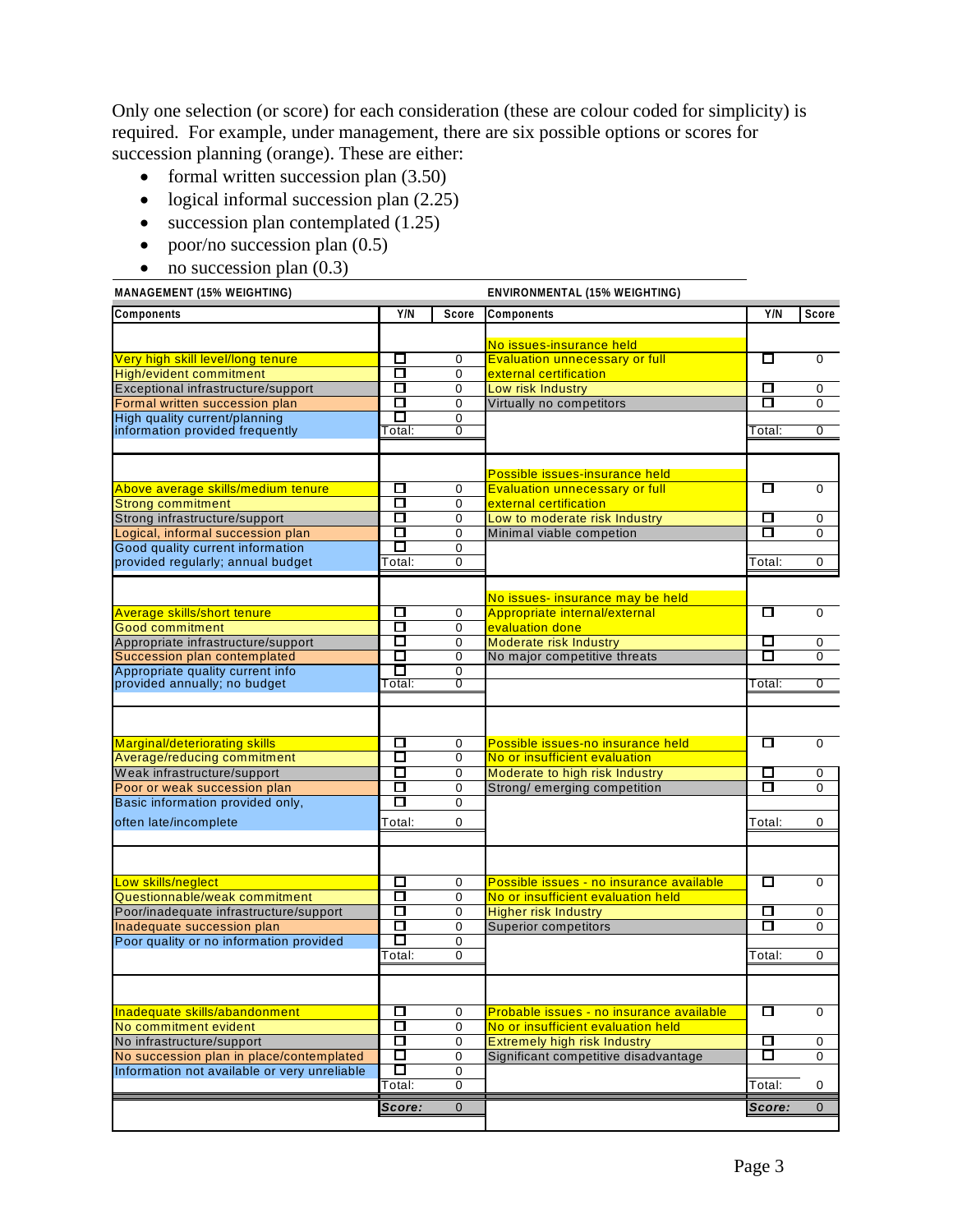Only one selection (or score) for each consideration (these are colour coded for simplicity) is required. For example, under management, there are six possible options or scores for succession planning (orange). These are either:

- formal written succession plan (3.50)
- logical informal succession plan (2.25)
- succession plan contemplated (1.25)
- poor/no succession plan (0.5)
- no succession plan (0.3)

| MANAGEMENT (15% WEIGHTING) | | | ENVIRONMENTAL (15% WEIGHTING) | | |
|---|---|---|---|---|---|
| **Components** | **Y/N** | **Score** | **Components** | **Y/N** | **Score** |
| | | | No issues-insurance held | | |
| Very high skill level/long tenure | ☐ | 0 | Evaluation unnecessary or full external certification | ☐ | 0 |
| High/evident commitment | ☐ | 0 | | | |
| Exceptional infrastructure/support | ☐ | 0 | Low risk Industry | ☐ | 0 |
| Formal written succession plan | ☐ | 0 | Virtually no competitors | ☐ | 0 |
| High quality current/planning information provided frequently | ☐ | 0 | | | |
| | Total: | 0 | | Total: | 0 |
| | | | Possible issues-insurance held | | |
| Above average skills/medium tenure | ☐ | 0 | Evaluation unnecessary or full external certification | ☐ | 0 |
| Strong commitment | ☐ | 0 | | | |
| Strong infrastructure/support | ☐ | 0 | Low to moderate risk Industry | ☐ | 0 |
| Logical, informal succession plan | ☐ | 0 | Minimal viable competion | ☐ | 0 |
| Good quality current information provided regularly; annual budget | ☐ | 0 | | | |
| | Total: | 0 | | Total: | 0 |
| | | | No issues- insurance may be held | | |
| Average skills/short tenure | ☐ | 0 | Appropriate internal/external evaluation done | ☐ | 0 |
| Good commitment | ☐ | 0 | | | |
| Appropriate infrastructure/support | ☐ | 0 | Moderate risk Industry | ☐ | 0 |
| Succession plan contemplated | ☐ | 0 | No major competitive threats | ☐ | 0 |
| Appropriate quality current info provided annually; no budget | ☐ | 0 | | | |
| | Total: | 0 | | Total: | 0 |
| Marginal/deteriorating skills | ☐ | 0 | Possible issues-no insurance held | ☐ | 0 |
| Average/reducing commitment | ☐ | 0 | No or insufficient evaluation | | |
| Weak infrastructure/support | ☐ | 0 | Moderate to high risk Industry | ☐ | 0 |
| Poor or weak succession plan | ☐ | 0 | Strong/ emerging competition | ☐ | 0 |
| Basic information provided only, often late/incomplete | ☐ | 0 | | | |
| | Total: | 0 | | Total: | 0 |
| Low skills/neglect | ☐ | 0 | Possible issues - no insurance available | ☐ | 0 |
| Questionnable/weak commitment | ☐ | 0 | No or insufficient evaluation held | | |
| Poor/inadequate infrastructure/support | ☐ | 0 | Higher risk Industry | ☐ | 0 |
| Inadequate succession plan | ☐ | 0 | Superior competitors | ☐ | 0 |
| Poor quality or no information provided | ☐ | 0 | | | |
| | Total: | 0 | | Total: | 0 |
| Inadequate skills/abandonment | ☐ | 0 | Probable issues - no insurance available | ☐ | 0 |
| No commitment evident | ☐ | 0 | No or insufficient evaluation held | | |
| No infrastructure/support | ☐ | 0 | Extremely high risk Industry | ☐ | 0 |
| No succession plan in place/contemplated | ☐ | 0 | Significant competitive disadvantage | ☐ | 0 |
| Information not available or very unreliable | ☐ | 0 | | | |
| | Total: | 0 | | Total: | 0 |
| | ***Score:*** | 0 | | ***Score:*** | 0 |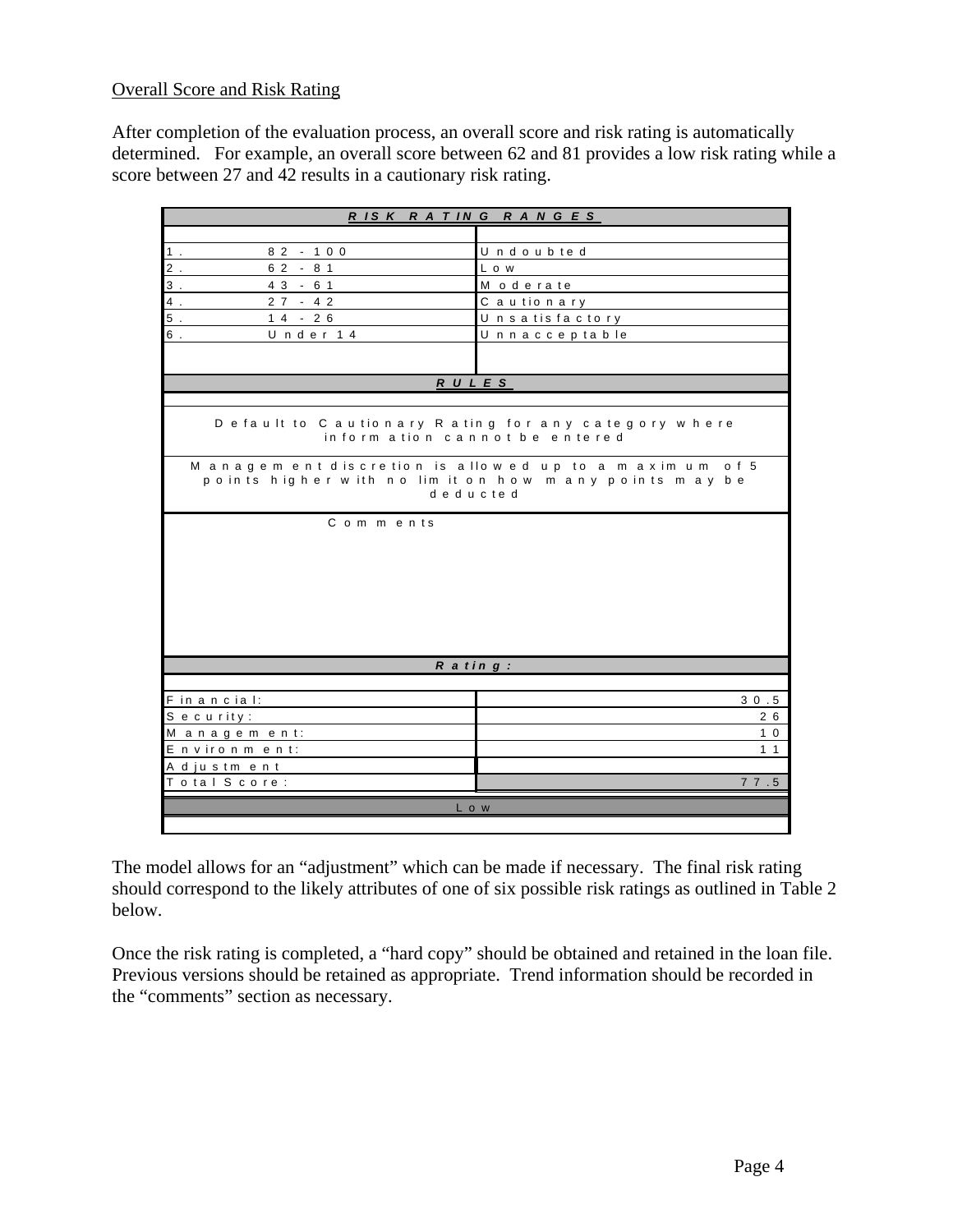Overall Score and Risk Rating

After completion of the evaluation process, an overall score and risk rating is automatically determined. For example, an overall score between 62 and 81 provides a low risk rating while a score between 27 and 42 results in a cautionary risk rating.

| ***RISK RATING RANGES*** | |
|---|---|
| 1. 82 - 100 | Undoubted |
| 2. 62 - 81 | Low |
| 3. 43 - 61 | Moderate |
| 4. 27 - 42 | Cautionary |
| 5. 14 - 26 | Unsatisfactory |
| 6. Under 14 | Unnacceptable |
| ***RULES*** | |
| Default to Cautionary Rating for any category where information cannot be entered | |
| Management discretion is allowed up to a maximum of 5 points higher with no limit on how many points may be deducted | |
| Comments | |
| ***Rating:*** | |
| Financial: | 30.5 |
| Security: | 26 |
| Management: | 10 |
| Environment: | 11 |
| Adjustment | |
| Total Score: | 77.5 |
| Low | |

The model allows for an "adjustment" which can be made if necessary. The final risk rating should correspond to the likely attributes of one of six possible risk ratings as outlined in Table 2 below.

Once the risk rating is completed, a "hard copy" should be obtained and retained in the loan file. Previous versions should be retained as appropriate. Trend information should be recorded in the "comments" section as necessary.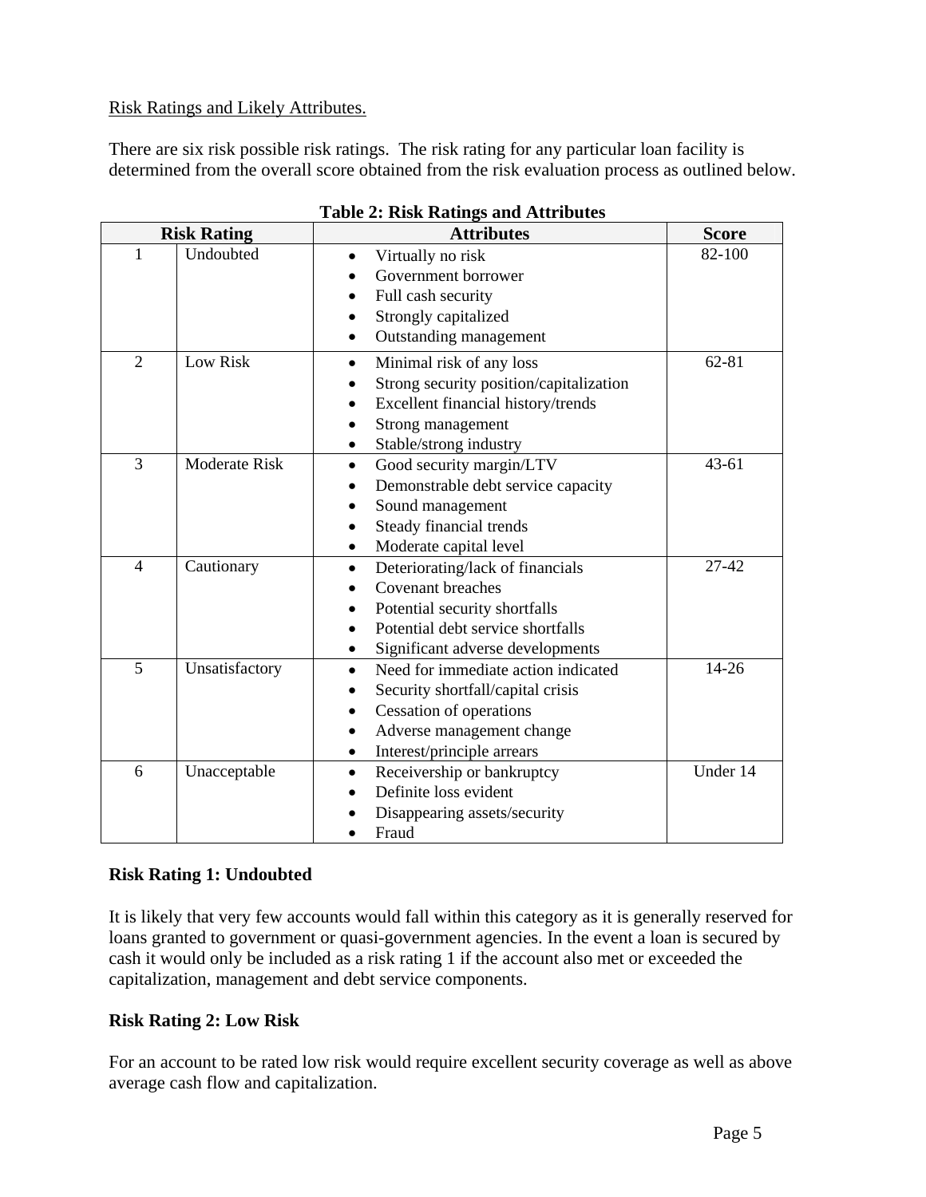Risk Ratings and Likely Attributes.

There are six risk possible risk ratings. The risk rating for any particular loan facility is determined from the overall score obtained from the risk evaluation process as outlined below.

**Table 2: Risk Ratings and Attributes**

| Risk Rating | | Attributes | Score |
|---|---|---|---|
| 1 | Undoubted | • Virtually no risk<br>• Government borrower<br>• Full cash security<br>• Strongly capitalized<br>• Outstanding management | 82-100 |
| 2 | Low Risk | • Minimal risk of any loss<br>• Strong security position/capitalization<br>• Excellent financial history/trends<br>• Strong management<br>• Stable/strong industry | 62-81 |
| 3 | Moderate Risk | • Good security margin/LTV<br>• Demonstrable debt service capacity<br>• Sound management<br>• Steady financial trends<br>• Moderate capital level | 43-61 |
| 4 | Cautionary | • Deteriorating/lack of financials<br>• Covenant breaches<br>• Potential security shortfalls<br>• Potential debt service shortfalls<br>• Significant adverse developments | 27-42 |
| 5 | Unsatisfactory | • Need for immediate action indicated<br>• Security shortfall/capital crisis<br>• Cessation of operations<br>• Adverse management change<br>• Interest/principle arrears | 14-26 |
| 6 | Unacceptable | • Receivership or bankruptcy<br>• Definite loss evident<br>• Disappearing assets/security<br>• Fraud | Under 14 |

**Risk Rating 1: Undoubted**

It is likely that very few accounts would fall within this category as it is generally reserved for loans granted to government or quasi-government agencies. In the event a loan is secured by cash it would only be included as a risk rating 1 if the account also met or exceeded the capitalization, management and debt service components.

**Risk Rating 2: Low Risk**

For an account to be rated low risk would require excellent security coverage as well as above average cash flow and capitalization.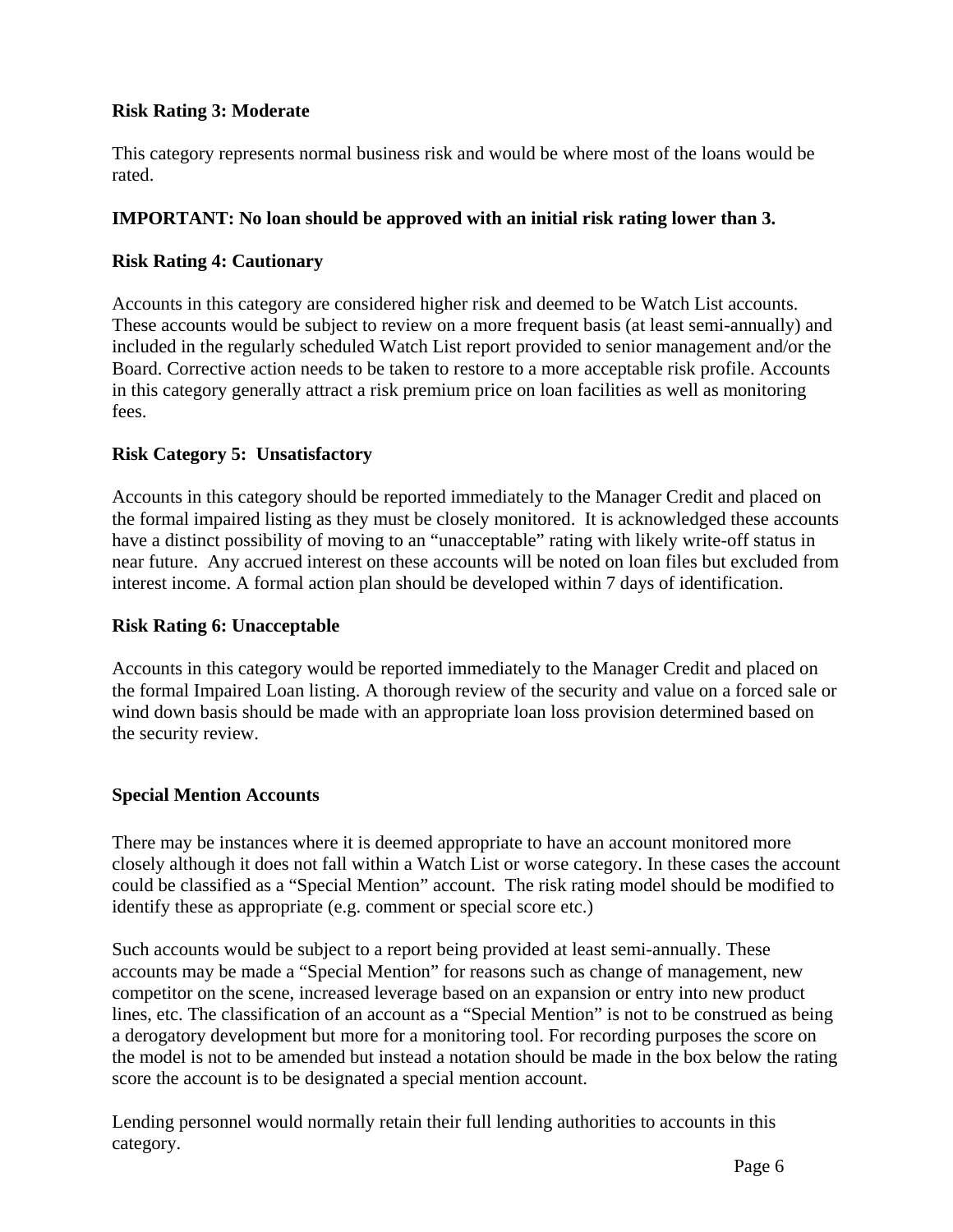**Risk Rating 3: Moderate**

This category represents normal business risk and would be where most of the loans would be rated.

**IMPORTANT: No loan should be approved with an initial risk rating lower than 3.**

**Risk Rating 4: Cautionary**

Accounts in this category are considered higher risk and deemed to be Watch List accounts. These accounts would be subject to review on a more frequent basis (at least semi-annually) and included in the regularly scheduled Watch List report provided to senior management and/or the Board. Corrective action needs to be taken to restore to a more acceptable risk profile. Accounts in this category generally attract a risk premium price on loan facilities as well as monitoring fees.

**Risk Category 5: Unsatisfactory**

Accounts in this category should be reported immediately to the Manager Credit and placed on the formal impaired listing as they must be closely monitored. It is acknowledged these accounts have a distinct possibility of moving to an "unacceptable" rating with likely write-off status in near future. Any accrued interest on these accounts will be noted on loan files but excluded from interest income. A formal action plan should be developed within 7 days of identification.

**Risk Rating 6: Unacceptable**

Accounts in this category would be reported immediately to the Manager Credit and placed on the formal Impaired Loan listing. A thorough review of the security and value on a forced sale or wind down basis should be made with an appropriate loan loss provision determined based on the security review.

**Special Mention Accounts**

There may be instances where it is deemed appropriate to have an account monitored more closely although it does not fall within a Watch List or worse category. In these cases the account could be classified as a "Special Mention" account. The risk rating model should be modified to identify these as appropriate (e.g. comment or special score etc.)

Such accounts would be subject to a report being provided at least semi-annually. These accounts may be made a "Special Mention" for reasons such as change of management, new competitor on the scene, increased leverage based on an expansion or entry into new product lines, etc. The classification of an account as a "Special Mention" is not to be construed as being a derogatory development but more for a monitoring tool. For recording purposes the score on the model is not to be amended but instead a notation should be made in the box below the rating score the account is to be designated a special mention account.

Lending personnel would normally retain their full lending authorities to accounts in this category.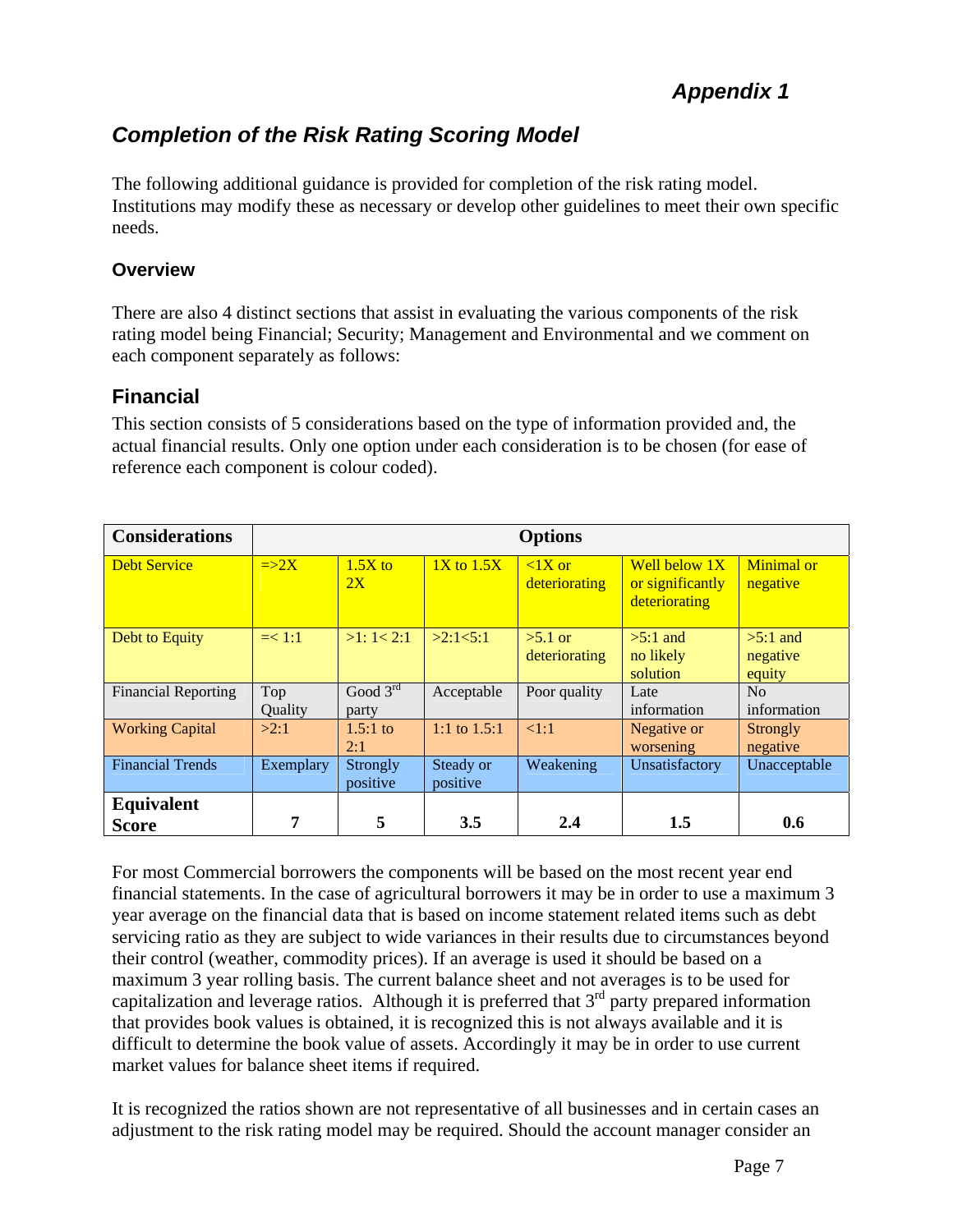## *Appendix 1*

## *Completion of the Risk Rating Scoring Model*

The following additional guidance is provided for completion of the risk rating model. Institutions may modify these as necessary or develop other guidelines to meet their own specific needs.

### Overview

There are also 4 distinct sections that assist in evaluating the various components of the risk rating model being Financial; Security; Management and Environmental and we comment on each component separately as follows:

### Financial

This section consists of 5 considerations based on the type of information provided and, the actual financial results. Only one option under each consideration is to be chosen (for ease of reference each component is colour coded).

| **Considerations** | **Options** | | | | | |
|---|---|---|---|---|---|---|
| Debt Service | =>2X | 1.5X to 2X | 1X to 1.5X | <1X or deteriorating | Well below 1X or significantly deteriorating | Minimal or negative |
| Debt to Equity | =< 1:1 | >1: 1< 2:1 | >2:1<5:1 | >5.1 or deteriorating | >5:1 and no likely solution | >5:1 and negative equity |
| Financial Reporting | Top Quality | Good 3rd party | Acceptable | Poor quality | Late information | No information |
| Working Capital | >2:1 | 1.5:1 to 2:1 | 1:1 to 1.5:1 | <1:1 | Negative or worsening | Strongly negative |
| Financial Trends | Exemplary | Strongly positive | Steady or positive | Weakening | Unsatisfactory | Unacceptable |
| **Equivalent Score** | **7** | **5** | **3.5** | **2.4** | **1.5** | **0.6** |

For most Commercial borrowers the components will be based on the most recent year end financial statements. In the case of agricultural borrowers it may be in order to use a maximum 3 year average on the financial data that is based on income statement related items such as debt servicing ratio as they are subject to wide variances in their results due to circumstances beyond their control (weather, commodity prices). If an average is used it should be based on a maximum 3 year rolling basis. The current balance sheet and not averages is to be used for capitalization and leverage ratios. Although it is preferred that 3rd party prepared information that provides book values is obtained, it is recognized this is not always available and it is difficult to determine the book value of assets. Accordingly it may be in order to use current market values for balance sheet items if required.

It is recognized the ratios shown are not representative of all businesses and in certain cases an adjustment to the risk rating model may be required. Should the account manager consider an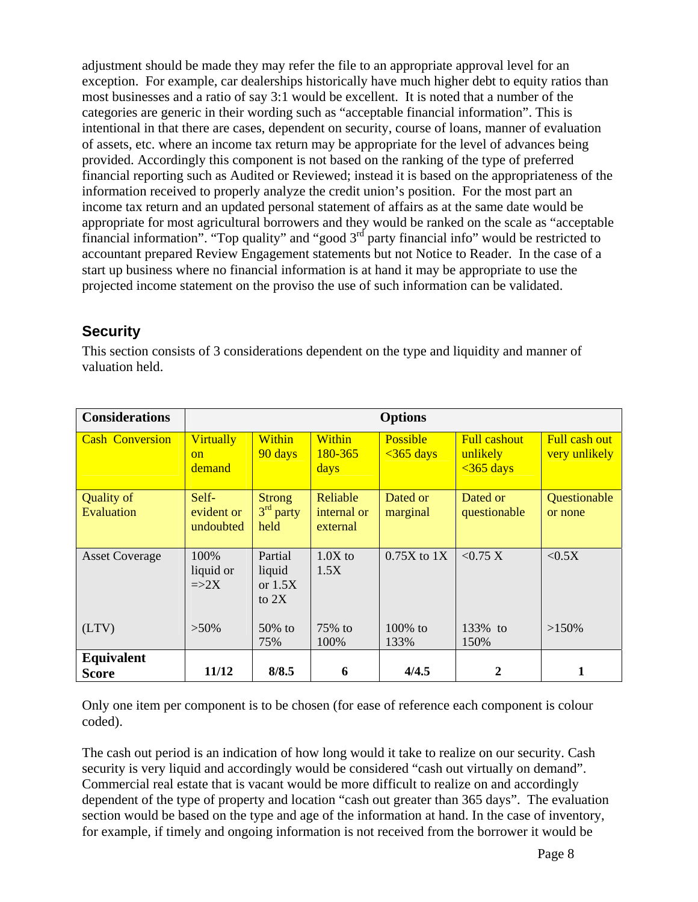adjustment should be made they may refer the file to an appropriate approval level for an exception. For example, car dealerships historically have much higher debt to equity ratios than most businesses and a ratio of say 3:1 would be excellent. It is noted that a number of the categories are generic in their wording such as "acceptable financial information". This is intentional in that there are cases, dependent on security, course of loans, manner of evaluation of assets, etc. where an income tax return may be appropriate for the level of advances being provided. Accordingly this component is not based on the ranking of the type of preferred financial reporting such as Audited or Reviewed; instead it is based on the appropriateness of the information received to properly analyze the credit union's position. For the most part an income tax return and an updated personal statement of affairs as at the same date would be appropriate for most agricultural borrowers and they would be ranked on the scale as "acceptable financial information". "Top quality" and "good 3rd party financial info" would be restricted to accountant prepared Review Engagement statements but not Notice to Reader. In the case of a start up business where no financial information is at hand it may be appropriate to use the projected income statement on the proviso the use of such information can be validated.

## Security

This section consists of 3 considerations dependent on the type and liquidity and manner of valuation held.

| Considerations | Options | | | | | |
|---|---|---|---|---|---|---|
| Cash Conversion | Virtually on demand | Within 90 days | Within 180-365 days | Possible <365 days | Full cashout unlikely <365 days | Full cash out very unlikely |
| Quality of Evaluation | Self-evident or undoubted | Strong 3rd party held | Reliable internal or external | Dated or marginal | Dated or questionable | Questionable or none |
| Asset Coverage<br><br>(LTV) | 100% liquid or =>2X<br><br>>50% | Partial liquid or 1.5X to 2X<br><br>50% to 75% | 1.0X to 1.5X<br><br>75% to 100% | 0.75X to 1X<br><br>100% to 133% | <0.75 X<br><br>133% to 150% | <0.5X<br><br>>150% |
| **Equivalent Score** | **11/12** | **8/8.5** | **6** | **4/4.5** | **2** | **1** |

Only one item per component is to be chosen (for ease of reference each component is colour coded).

The cash out period is an indication of how long would it take to realize on our security. Cash security is very liquid and accordingly would be considered "cash out virtually on demand". Commercial real estate that is vacant would be more difficult to realize on and accordingly dependent of the type of property and location "cash out greater than 365 days". The evaluation section would be based on the type and age of the information at hand. In the case of inventory, for example, if timely and ongoing information is not received from the borrower it would be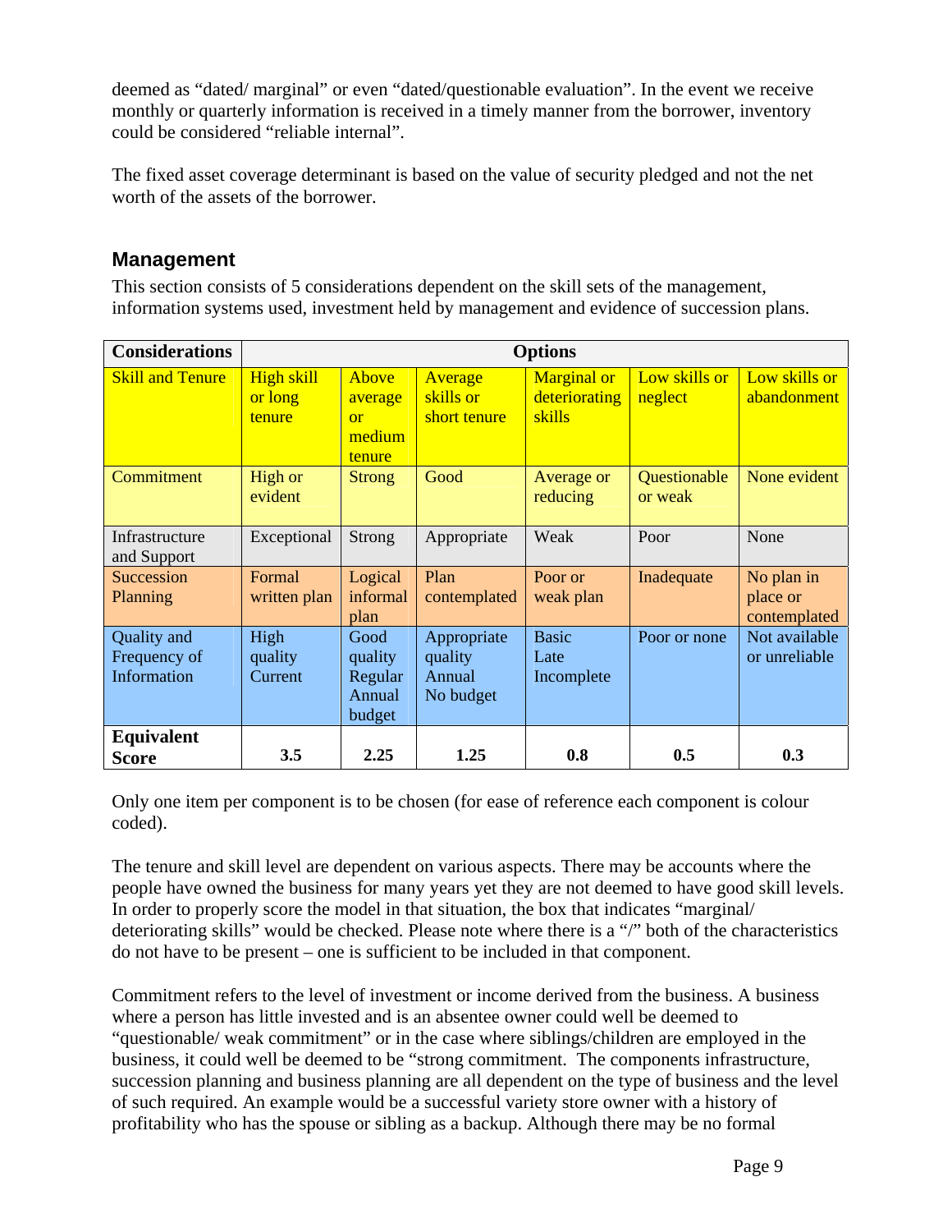deemed as "dated/ marginal" or even "dated/questionable evaluation". In the event we receive monthly or quarterly information is received in a timely manner from the borrower, inventory could be considered "reliable internal".

The fixed asset coverage determinant is based on the value of security pledged and not the net worth of the assets of the borrower.

## Management

This section consists of 5 considerations dependent on the skill sets of the management, information systems used, investment held by management and evidence of succession plans.

| Considerations | Options | | | | | |
|---|---|---|---|---|---|---|
| Skill and Tenure | High skill or long tenure | Above average or medium tenure | Average skills or short tenure | Marginal or deteriorating skills | Low skills or neglect | Low skills or abandonment |
| Commitment | High or evident | Strong | Good | Average or reducing | Questionable or weak | None evident |
| Infrastructure and Support | Exceptional | Strong | Appropriate | Weak | Poor | None |
| Succession Planning | Formal written plan | Logical informal plan | Plan contemplated | Poor or weak plan | Inadequate | No plan in place or contemplated |
| Quality and Frequency of Information | High quality Current | Good quality Regular Annual budget | Appropriate quality Annual No budget | Basic Late Incomplete | Poor or none | Not available or unreliable |
| **Equivalent Score** | **3.5** | **2.25** | **1.25** | **0.8** | **0.5** | **0.3** |

Only one item per component is to be chosen (for ease of reference each component is colour coded).

The tenure and skill level are dependent on various aspects. There may be accounts where the people have owned the business for many years yet they are not deemed to have good skill levels. In order to properly score the model in that situation, the box that indicates "marginal/ deteriorating skills" would be checked. Please note where there is a "/" both of the characteristics do not have to be present – one is sufficient to be included in that component.

Commitment refers to the level of investment or income derived from the business. A business where a person has little invested and is an absentee owner could well be deemed to "questionable/ weak commitment" or in the case where siblings/children are employed in the business, it could well be deemed to be "strong commitment. The components infrastructure, succession planning and business planning are all dependent on the type of business and the level of such required. An example would be a successful variety store owner with a history of profitability who has the spouse or sibling as a backup. Although there may be no formal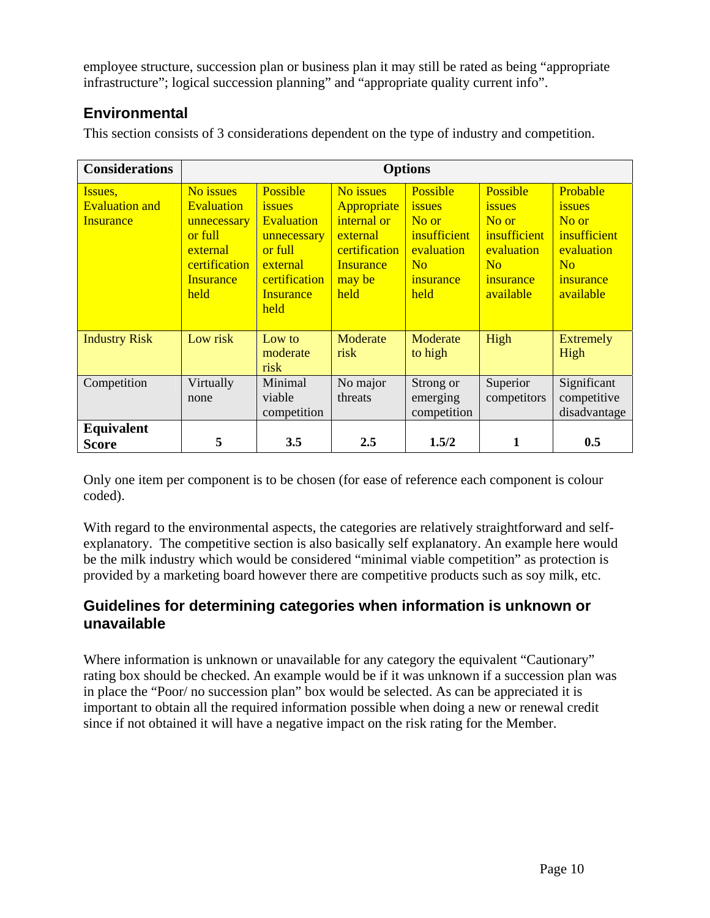employee structure, succession plan or business plan it may still be rated as being "appropriate infrastructure"; logical succession planning" and "appropriate quality current info".

## Environmental

This section consists of 3 considerations dependent on the type of industry and competition.

| **Considerations** | **Options** | | | | | |
|---|---|---|---|---|---|---|
| Issues, Evaluation and Insurance | No issues Evaluation unnecessary or full external certification Insurance held | Possible issues Evaluation unnecessary or full external certification Insurance held | No issues Appropriate internal or external certification Insurance may be held | Possible issues No or insufficient evaluation No insurance held | Possible issues No or insufficient evaluation No insurance available | Probable issues No or insufficient evaluation No insurance available |
| Industry Risk | Low risk | Low to moderate risk | Moderate risk | Moderate to high | High | Extremely High |
| Competition | Virtually none | Minimal viable competition | No major threats | Strong or emerging competition | Superior competitors | Significant competitive disadvantage |
| **Equivalent Score** | **5** | **3.5** | **2.5** | **1.5/2** | **1** | **0.5** |

Only one item per component is to be chosen (for ease of reference each component is colour coded).

With regard to the environmental aspects, the categories are relatively straightforward and self-explanatory. The competitive section is also basically self explanatory. An example here would be the milk industry which would be considered "minimal viable competition" as protection is provided by a marketing board however there are competitive products such as soy milk, etc.

## Guidelines for determining categories when information is unknown or unavailable

Where information is unknown or unavailable for any category the equivalent "Cautionary" rating box should be checked. An example would be if it was unknown if a succession plan was in place the "Poor/ no succession plan" box would be selected. As can be appreciated it is important to obtain all the required information possible when doing a new or renewal credit since if not obtained it will have a negative impact on the risk rating for the Member.